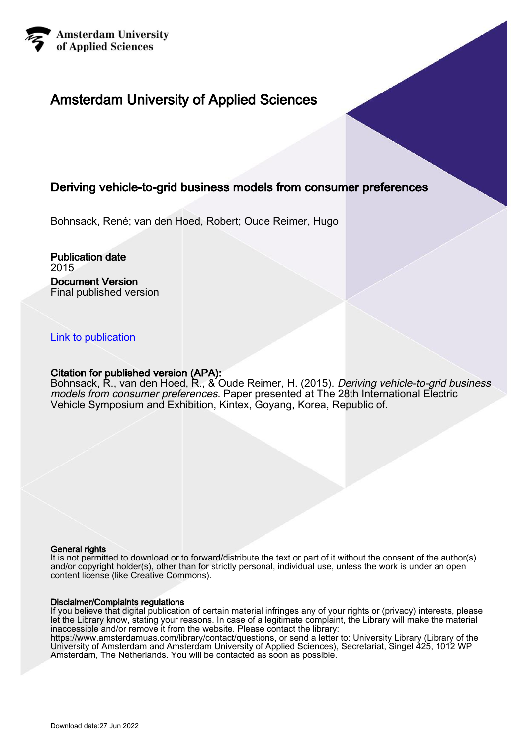Amsterdam University
of Applied Sciences

# Amsterdam University of Applied Sciences

## Deriving vehicle-to-grid business models from consumer preferences

Bohnsack, René; van den Hoed, Robert; Oude Reimer, Hugo

**Publication date**
2015

**Document Version**
Final published version

Link to publication

**Citation for published version (APA):**
Bohnsack, R., van den Hoed, R., & Oude Reimer, H. (2015). *Deriving vehicle-to-grid business models from consumer preferences*. Paper presented at The 28th International Electric Vehicle Symposium and Exhibition, Kintex, Goyang, Korea, Republic of.

**General rights**
It is not permitted to download or to forward/distribute the text or part of it without the consent of the author(s) and/or copyright holder(s), other than for strictly personal, individual use, unless the work is under an open content license (like Creative Commons).

**Disclaimer/Complaints regulations**
If you believe that digital publication of certain material infringes any of your rights or (privacy) interests, please let the Library know, stating your reasons. In case of a legitimate complaint, the Library will make the material inaccessible and/or remove it from the website. Please contact the library:
https://www.amsterdamuas.com/library/contact/questions, or send a letter to: University Library (Library of the University of Amsterdam and Amsterdam University of Applied Sciences), Secretariat, Singel 425, 1012 WP Amsterdam, The Netherlands. You will be contacted as soon as possible.

Download date:27 Jun 2022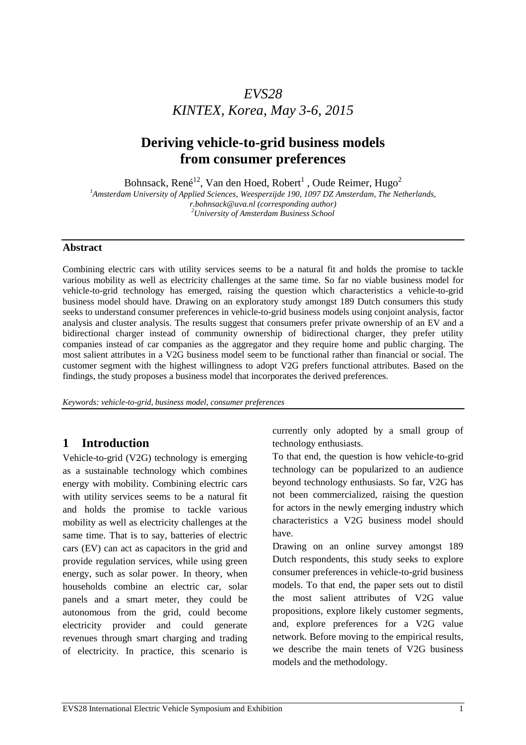# EVS28
# KINTEX, Korea, May 3-6, 2015

# Deriving vehicle-to-grid business models from consumer preferences

Bohnsack, René[12], Van den Hoed, Robert[1] , Oude Reimer, Hugo[2]

[1]*Amsterdam University of Applied Sciences, Weesperzijde 190, 1097 DZ Amsterdam, The Netherlands, r.bohnsack@uva.nl (corresponding author)*

[2]*University of Amsterdam Business School*

---

**Abstract**

Combining electric cars with utility services seems to be a natural fit and holds the promise to tackle various mobility as well as electricity challenges at the same time. So far no viable business model for vehicle-to-grid technology has emerged, raising the question which characteristics a vehicle-to-grid business model should have. Drawing on an exploratory study amongst 189 Dutch consumers this study seeks to understand consumer preferences in vehicle-to-grid business models using conjoint analysis, factor analysis and cluster analysis. The results suggest that consumers prefer private ownership of an EV and a bidirectional charger instead of community ownership of bidirectional charger, they prefer utility companies instead of car companies as the aggregator and they require home and public charging. The most salient attributes in a V2G business model seem to be functional rather than financial or social. The customer segment with the highest willingness to adopt V2G prefers functional attributes. Based on the findings, the study proposes a business model that incorporates the derived preferences.

*Keywords: vehicle-to-grid, business model, consumer preferences*

---

## 1 Introduction

Vehicle-to-grid (V2G) technology is emerging as a sustainable technology which combines energy with mobility. Combining electric cars with utility services seems to be a natural fit and holds the promise to tackle various mobility as well as electricity challenges at the same time. That is to say, batteries of electric cars (EV) can act as capacitors in the grid and provide regulation services, while using green energy, such as solar power. In theory, when households combine an electric car, solar panels and a smart meter, they could be autonomous from the grid, could become electricity provider and could generate revenues through smart charging and trading of electricity. In practice, this scenario is currently only adopted by a small group of technology enthusiasts.

To that end, the question is how vehicle-to-grid technology can be popularized to an audience beyond technology enthusiasts. So far, V2G has not been commercialized, raising the question for actors in the newly emerging industry which characteristics a V2G business model should have.

Drawing on an online survey amongst 189 Dutch respondents, this study seeks to explore consumer preferences in vehicle-to-grid business models. To that end, the paper sets out to distil the most salient attributes of V2G value propositions, explore likely customer segments, and, explore preferences for a V2G value network. Before moving to the empirical results, we describe the main tenets of V2G business models and the methodology.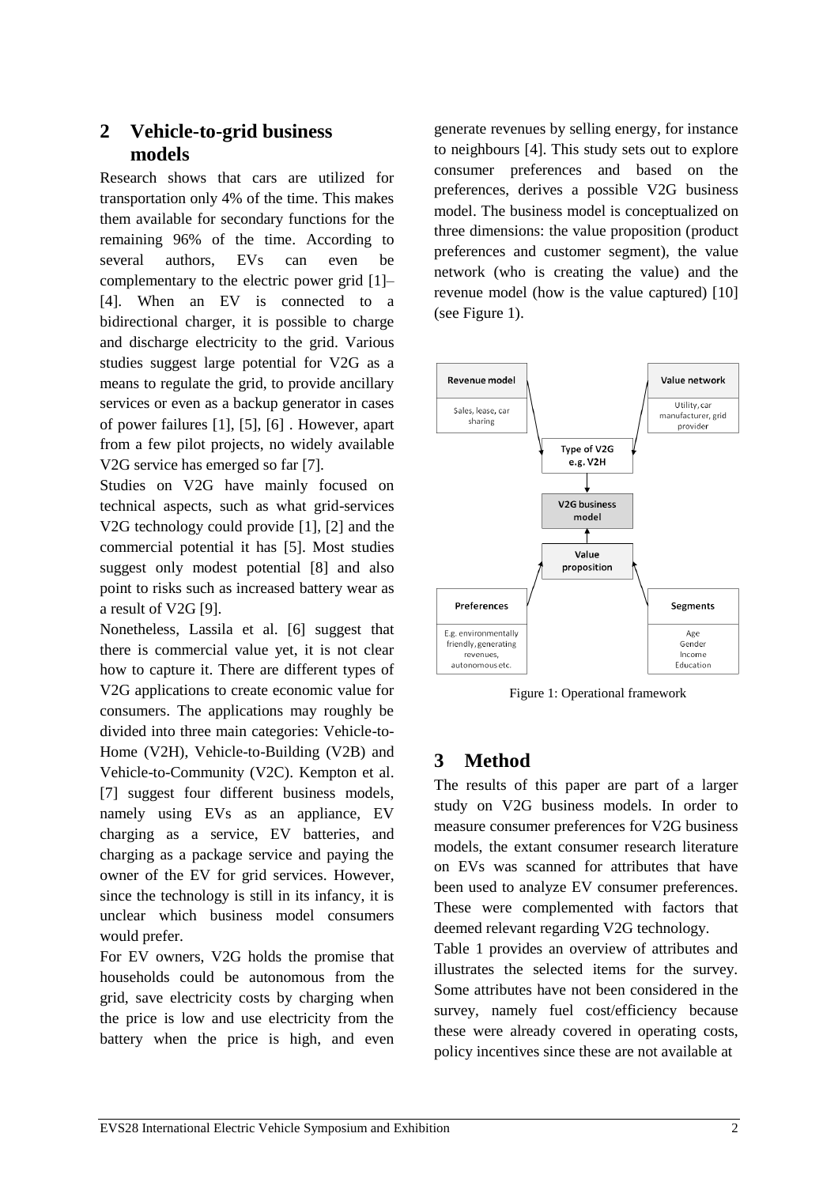## 2 Vehicle-to-grid business models

Research shows that cars are utilized for transportation only 4% of the time. This makes them available for secondary functions for the remaining 96% of the time. According to several authors, EVs can even be complementary to the electric power grid [1]–[4]. When an EV is connected to a bidirectional charger, it is possible to charge and discharge electricity to the grid. Various studies suggest large potential for V2G as a means to regulate the grid, to provide ancillary services or even as a backup generator in cases of power failures [1], [5], [6] . However, apart from a few pilot projects, no widely available V2G service has emerged so far [7].

Studies on V2G have mainly focused on technical aspects, such as what grid-services V2G technology could provide [1], [2] and the commercial potential it has [5]. Most studies suggest only modest potential [8] and also point to risks such as increased battery wear as a result of V2G [9].

Nonetheless, Lassila et al. [6] suggest that there is commercial value yet, it is not clear how to capture it. There are different types of V2G applications to create economic value for consumers. The applications may roughly be divided into three main categories: Vehicle-to-Home (V2H), Vehicle-to-Building (V2B) and Vehicle-to-Community (V2C). Kempton et al. [7] suggest four different business models, namely using EVs as an appliance, EV charging as a service, EV batteries, and charging as a package service and paying the owner of the EV for grid services. However, since the technology is still in its infancy, it is unclear which business model consumers would prefer.

For EV owners, V2G holds the promise that households could be autonomous from the grid, save electricity costs by charging when the price is low and use electricity from the battery when the price is high, and even generate revenues by selling energy, for instance to neighbours [4]. This study sets out to explore consumer preferences and based on the preferences, derives a possible V2G business model. The business model is conceptualized on three dimensions: the value proposition (product preferences and customer segment), the value network (who is creating the value) and the revenue model (how is the value captured) [10] (see Figure 1).

Revenue model: Sales, lease, car sharing

Value network: Utility, car manufacturer, grid provider

Type of V2G e.g. V2H

V2G business model

Value proposition

Preferences: E.g. environmentally friendly, generating revenues, autonomous etc.

Segments: Age, Gender, Income, Education

Figure 1: Operational framework

## 3 Method

The results of this paper are part of a larger study on V2G business models. In order to measure consumer preferences for V2G business models, the extant consumer research literature on EVs was scanned for attributes that have been used to analyze EV consumer preferences. These were complemented with factors that deemed relevant regarding V2G technology.

Table 1 provides an overview of attributes and illustrates the selected items for the survey. Some attributes have not been considered in the survey, namely fuel cost/efficiency because these were already covered in operating costs, policy incentives since these are not available at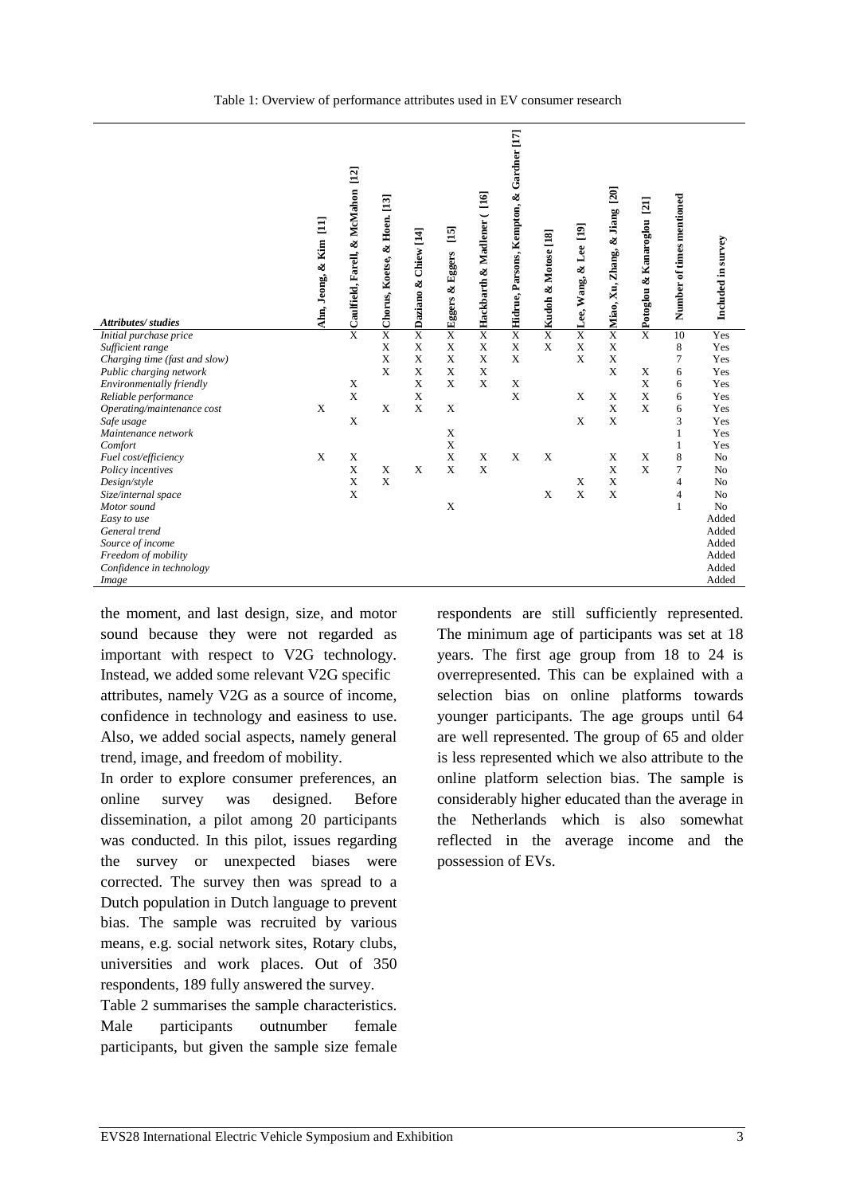Table 1: Overview of performance attributes used in EV consumer research

| *Attributes/ studies* | **Ahn, Jeong, & Kim [11]** | **Caulfield, Farell, & McMahon [12]** | **Chorus, Koetse, & Hoen. [13]** | **Daziano & Chiew [14]** | **Eggers & Eggers [15]** | **Hackbarth & Madlener ( [16]** | **Hidrue, Parsons, Kempton, & Gardner [17]** | **Kudoh & Motose [18]** | **Lee, Wang, & Lee [19]** | **Miao, Xu, Zhang, & Jiang [20]** | **Potoglou & Kanaroglou [21]** | **Number of times mentioned** | **Included in survey** |
|---|---|---|---|---|---|---|---|---|---|---|---|---|---|
| *Initial purchase price* | | X | X | X | X | X | X | X | X | X | X | 10 | Yes |
| *Sufficient range* | | | X | X | X | X | X | X | X | X | | 8 | Yes |
| *Charging time (fast and slow)* | | | X | X | X | X | X | | X | X | | 7 | Yes |
| *Public charging network* | | | X | X | X | X | | | | X | X | 6 | Yes |
| *Environmentally friendly* | | X | | X | X | X | X | | | | X | 6 | Yes |
| *Reliable performance* | | X | | X | | | X | | X | X | X | 6 | Yes |
| *Operating/maintenance cost* | X | | X | X | X | | | | | X | X | 6 | Yes |
| *Safe usage* | | X | | | | | | | X | X | | 3 | Yes |
| *Maintenance network* | | | | | X | | | | | | | 1 | Yes |
| *Comfort* | | | | | X | | | | | | | 1 | Yes |
| *Fuel cost/efficiency* | X | X | | | X | X | X | X | | X | X | 8 | No |
| *Policy incentives* | | X | X | X | X | X | | | | X | X | 7 | No |
| *Design/style* | | X | X | | | | | | X | X | | 4 | No |
| *Size/internal space* | | X | | | | | | X | X | X | | 4 | No |
| *Motor sound* | | | | | X | | | | | | | 1 | No |
| *Easy to use* | | | | | | | | | | | | | Added |
| *General trend* | | | | | | | | | | | | | Added |
| *Source of income* | | | | | | | | | | | | | Added |
| *Freedom of mobility* | | | | | | | | | | | | | Added |
| *Confidence in technology* | | | | | | | | | | | | | Added |
| *Image* | | | | | | | | | | | | | Added |

the moment, and last design, size, and motor sound because they were not regarded as important with respect to V2G technology. Instead, we added some relevant V2G specific attributes, namely V2G as a source of income, confidence in technology and easiness to use. Also, we added social aspects, namely general trend, image, and freedom of mobility.

In order to explore consumer preferences, an online survey was designed. Before dissemination, a pilot among 20 participants was conducted. In this pilot, issues regarding the survey or unexpected biases were corrected. The survey then was spread to a Dutch population in Dutch language to prevent bias. The sample was recruited by various means, e.g. social network sites, Rotary clubs, universities and work places. Out of 350 respondents, 189 fully answered the survey.

Table 2 summarises the sample characteristics. Male participants outnumber female participants, but given the sample size female respondents are still sufficiently represented. The minimum age of participants was set at 18 years. The first age group from 18 to 24 is overrepresented. This can be explained with a selection bias on online platforms towards younger participants. The age groups until 64 are well represented. The group of 65 and older is less represented which we also attribute to the online platform selection bias. The sample is considerably higher educated than the average in the Netherlands which is also somewhat reflected in the average income and the possession of EVs.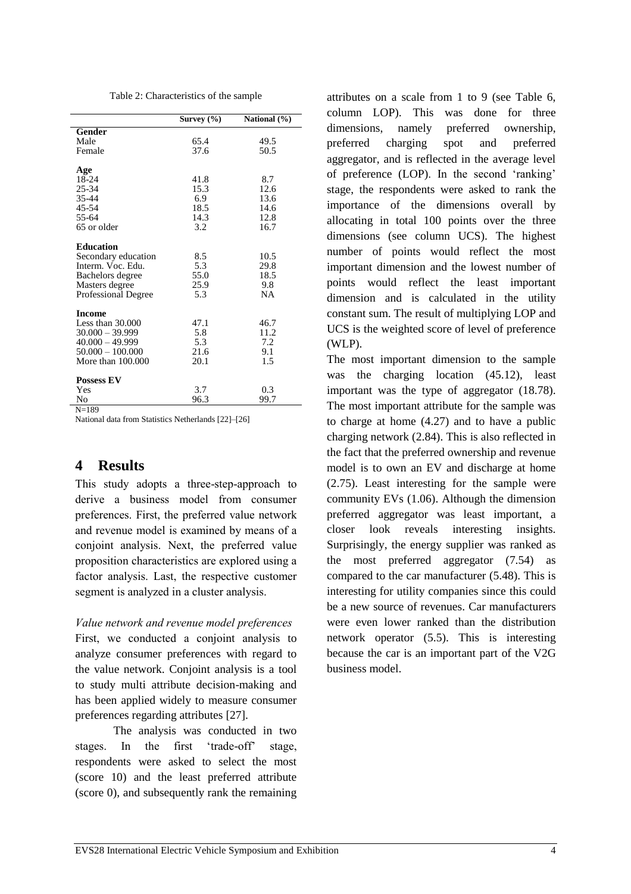Table 2: Characteristics of the sample

| | Survey (%) | National (%) |
|---|---|---|
| **Gender** | | |
| Male | 65.4 | 49.5 |
| Female | 37.6 | 50.5 |
| **Age** | | |
| 18-24 | 41.8 | 8.7 |
| 25-34 | 15.3 | 12.6 |
| 35-44 | 6.9 | 13.6 |
| 45-54 | 18.5 | 14.6 |
| 55-64 | 14.3 | 12.8 |
| 65 or older | 3.2 | 16.7 |
| **Education** | | |
| Secondary education | 8.5 | 10.5 |
| Interm. Voc. Edu. | 5.3 | 29.8 |
| Bachelors degree | 55.0 | 18.5 |
| Masters degree | 25.9 | 9.8 |
| Professional Degree | 5.3 | NA |
| **Income** | | |
| Less than 30.000 | 47.1 | 46.7 |
| 30.000 – 39.999 | 5.8 | 11.2 |
| 40.000 – 49.999 | 5.3 | 7.2 |
| 50.000 – 100.000 | 21.6 | 9.1 |
| More than 100.000 | 20.1 | 1.5 |
| **Possess EV** | | |
| Yes | 3.7 | 0.3 |
| No | 96.3 | 99.7 |

N=189

National data from Statistics Netherlands [22]–[26]

# 4 Results

This study adopts a three-step-approach to derive a business model from consumer preferences. First, the preferred value network and revenue model is examined by means of a conjoint analysis. Next, the preferred value proposition characteristics are explored using a factor analysis. Last, the respective customer segment is analyzed in a cluster analysis.

*Value network and revenue model preferences*

First, we conducted a conjoint analysis to analyze consumer preferences with regard to the value network. Conjoint analysis is a tool to study multi attribute decision-making and has been applied widely to measure consumer preferences regarding attributes [27].

The analysis was conducted in two stages. In the first 'trade-off' stage, respondents were asked to select the most (score 10) and the least preferred attribute (score 0), and subsequently rank the remaining attributes on a scale from 1 to 9 (see Table 6, column LOP). This was done for three dimensions, namely preferred ownership, preferred charging spot and preferred aggregator, and is reflected in the average level of preference (LOP). In the second 'ranking' stage, the respondents were asked to rank the importance of the dimensions overall by allocating in total 100 points over the three dimensions (see column UCS). The highest number of points would reflect the most important dimension and the lowest number of points would reflect the least important dimension and is calculated in the utility constant sum. The result of multiplying LOP and UCS is the weighted score of level of preference (WLP).

The most important dimension to the sample was the charging location (45.12), least important was the type of aggregator (18.78). The most important attribute for the sample was to charge at home (4.27) and to have a public charging network (2.84). This is also reflected in the fact that the preferred ownership and revenue model is to own an EV and discharge at home (2.75). Least interesting for the sample were community EVs (1.06). Although the dimension preferred aggregator was least important, a closer look reveals interesting insights. Surprisingly, the energy supplier was ranked as the most preferred aggregator (7.54) as compared to the car manufacturer (5.48). This is interesting for utility companies since this could be a new source of revenues. Car manufacturers were even lower ranked than the distribution network operator (5.5). This is interesting because the car is an important part of the V2G business model.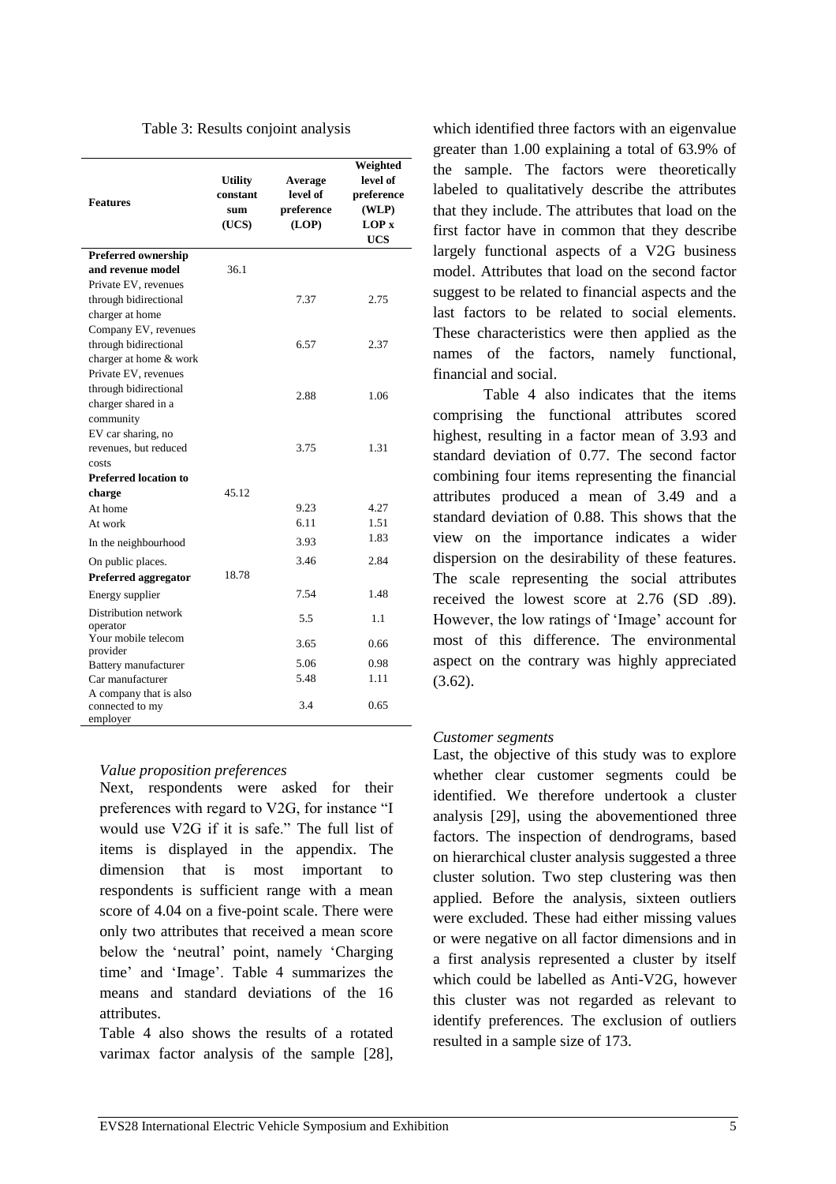Table 3: Results conjoint analysis

| Features | Utility constant sum (UCS) | Average level of preference (LOP) | Weighted level of preference (WLP) LOP x UCS |
|---|---|---|---|
| **Preferred ownership and revenue model** | 36.1 | | |
| Private EV, revenues through bidirectional charger at home | | 7.37 | 2.75 |
| Company EV, revenues through bidirectional charger at home & work | | 6.57 | 2.37 |
| Private EV, revenues through bidirectional charger shared in a community | | 2.88 | 1.06 |
| EV car sharing, no revenues, but reduced costs | | 3.75 | 1.31 |
| **Preferred location to charge** | 45.12 | | |
| At home | | 9.23 | 4.27 |
| At work | | 6.11 | 1.51 |
| In the neighbourhood | | 3.93 | 1.83 |
| On public places. | | 3.46 | 2.84 |
| **Preferred aggregator** | 18.78 | | |
| Energy supplier | | 7.54 | 1.48 |
| Distribution network operator | | 5.5 | 1.1 |
| Your mobile telecom provider | | 3.65 | 0.66 |
| Battery manufacturer | | 5.06 | 0.98 |
| Car manufacturer | | 5.48 | 1.11 |
| A company that is also connected to my employer | | 3.4 | 0.65 |

*Value proposition preferences*

Next, respondents were asked for their preferences with regard to V2G, for instance "I would use V2G if it is safe." The full list of items is displayed in the appendix. The dimension that is most important to respondents is sufficient range with a mean score of 4.04 on a five-point scale. There were only two attributes that received a mean score below the 'neutral' point, namely 'Charging time' and 'Image'. Table 4 summarizes the means and standard deviations of the 16 attributes.

Table 4 also shows the results of a rotated varimax factor analysis of the sample [28], which identified three factors with an eigenvalue greater than 1.00 explaining a total of 63.9% of the sample. The factors were theoretically labeled to qualitatively describe the attributes that they include. The attributes that load on the first factor have in common that they describe largely functional aspects of a V2G business model. Attributes that load on the second factor suggest to be related to financial aspects and the last factors to be related to social elements. These characteristics were then applied as the names of the factors, namely functional, financial and social.

Table 4 also indicates that the items comprising the functional attributes scored highest, resulting in a factor mean of 3.93 and standard deviation of 0.77. The second factor combining four items representing the financial attributes produced a mean of 3.49 and a standard deviation of 0.88. This shows that the view on the importance indicates a wider dispersion on the desirability of these features. The scale representing the social attributes received the lowest score at 2.76 (SD .89). However, the low ratings of 'Image' account for most of this difference. The environmental aspect on the contrary was highly appreciated (3.62).

*Customer segments*

Last, the objective of this study was to explore whether clear customer segments could be identified. We therefore undertook a cluster analysis [29], using the abovementioned three factors. The inspection of dendrograms, based on hierarchical cluster analysis suggested a three cluster solution. Two step clustering was then applied. Before the analysis, sixteen outliers were excluded. These had either missing values or were negative on all factor dimensions and in a first analysis represented a cluster by itself which could be labelled as Anti-V2G, however this cluster was not regarded as relevant to identify preferences. The exclusion of outliers resulted in a sample size of 173.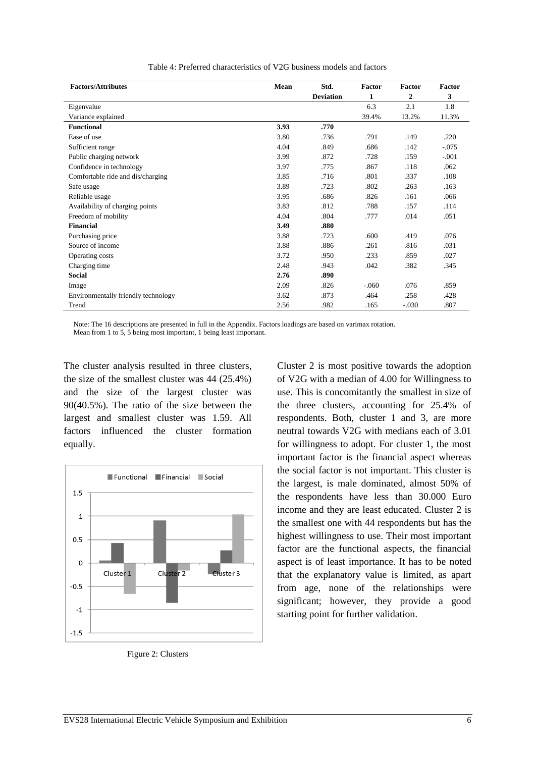Table 4: Preferred characteristics of V2G business models and factors

| Factors/Attributes | Mean | Std. Deviation | Factor 1 | Factor 2 | Factor 3 |
|---|---|---|---|---|---|
| Eigenvalue | | | 6.3 | 2.1 | 1.8 |
| Variance explained | | | 39.4% | 13.2% | 11.3% |
| **Functional** | **3.93** | **.770** | | | |
| Ease of use | 3.80 | .736 | .791 | .149 | .220 |
| Sufficient range | 4.04 | .849 | .686 | .142 | -.075 |
| Public charging network | 3.99 | .872 | .728 | .159 | -.001 |
| Confidence in technology | 3.97 | .775 | .867 | .118 | .062 |
| Comfortable ride and dis/charging | 3.85 | .716 | .801 | .337 | .108 |
| Safe usage | 3.89 | .723 | .802 | .263 | .163 |
| Reliable usage | 3.95 | .686 | .826 | .161 | .066 |
| Availability of charging points | 3.83 | .812 | .788 | .157 | .114 |
| Freedom of mobility | 4.04 | .804 | .777 | .014 | .051 |
| **Financial** | **3.49** | **.880** | | | |
| Purchasing price | 3.88 | .723 | .600 | .419 | .076 |
| Source of income | 3.88 | .886 | .261 | .816 | .031 |
| Operating costs | 3.72 | .950 | .233 | .859 | .027 |
| Charging time | 2.48 | .943 | .042 | .382 | .345 |
| **Social** | **2.76** | **.890** | | | |
| Image | 2.09 | .826 | -.060 | .076 | .859 |
| Environmentally friendly technology | 3.62 | .873 | .464 | .258 | .428 |
| Trend | 2.56 | .982 | .165 | -.030 | .807 |

Note: The 16 descriptions are presented in full in the Appendix. Factors loadings are based on varimax rotation.
Mean from 1 to 5, 5 being most important, 1 being least important.

The cluster analysis resulted in three clusters, the size of the smallest cluster was 44 (25.4%) and the size of the largest cluster was 90(40.5%). The ratio of the size between the largest and smallest cluster was 1.59. All factors influenced the cluster formation equally.

Figure 2: Clusters

Cluster 2 is most positive towards the adoption of V2G with a median of 4.00 for Willingness to use. This is concomitantly the smallest in size of the three clusters, accounting for 25.4% of respondents. Both, cluster 1 and 3, are more neutral towards V2G with medians each of 3.01 for willingness to adopt. For cluster 1, the most important factor is the financial aspect whereas the social factor is not important. This cluster is the largest, is male dominated, almost 50% of the respondents have less than 30.000 Euro income and they are least educated. Cluster 2 is the smallest one with 44 respondents but has the highest willingness to use. Their most important factor are the functional aspects, the financial aspect is of least importance. It has to be noted that the explanatory value is limited, as apart from age, none of the relationships were significant; however, they provide a good starting point for further validation.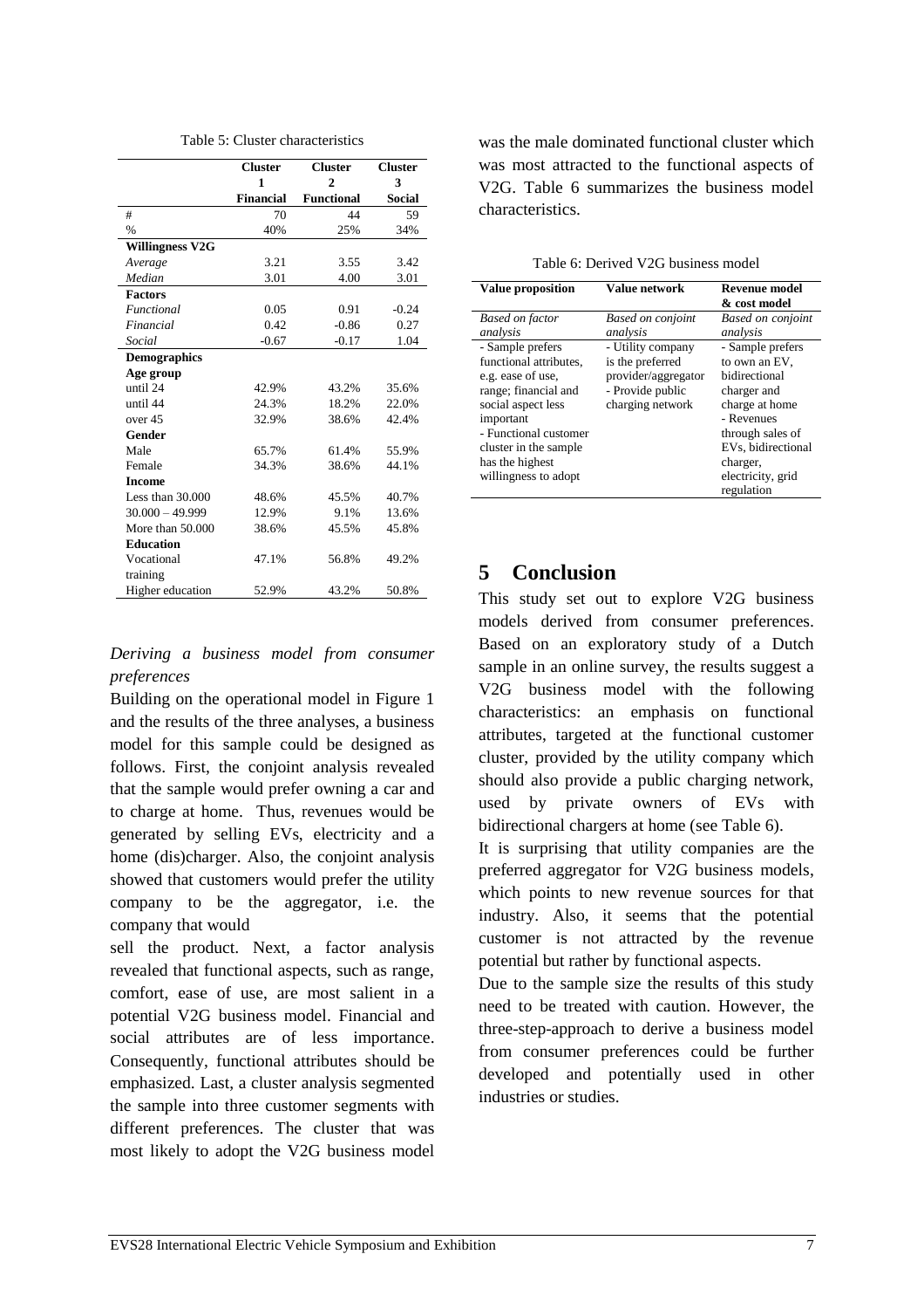Table 5: Cluster characteristics

| | Cluster 1 Financial | Cluster 2 Functional | Cluster 3 Social |
|---|---|---|---|
| # | 70 | 44 | 59 |
| % | 40% | 25% | 34% |
| **Willingness V2G** | | | |
| *Average* | 3.21 | 3.55 | 3.42 |
| *Median* | 3.01 | 4.00 | 3.01 |
| **Factors** | | | |
| *Functional* | 0.05 | 0.91 | -0.24 |
| *Financial* | 0.42 | -0.86 | 0.27 |
| *Social* | -0.67 | -0.17 | 1.04 |
| **Demographics** | | | |
| **Age group** | | | |
| until 24 | 42.9% | 43.2% | 35.6% |
| until 44 | 24.3% | 18.2% | 22.0% |
| over 45 | 32.9% | 38.6% | 42.4% |
| **Gender** | | | |
| Male | 65.7% | 61.4% | 55.9% |
| Female | 34.3% | 38.6% | 44.1% |
| **Income** | | | |
| Less than 30.000 | 48.6% | 45.5% | 40.7% |
| 30.000 – 49.999 | 12.9% | 9.1% | 13.6% |
| More than 50.000 | 38.6% | 45.5% | 45.8% |
| **Education** | | | |
| Vocational training | 47.1% | 56.8% | 49.2% |
| Higher education | 52.9% | 43.2% | 50.8% |

*Deriving a business model from consumer preferences*

Building on the operational model in Figure 1 and the results of the three analyses, a business model for this sample could be designed as follows. First, the conjoint analysis revealed that the sample would prefer owning a car and to charge at home. Thus, revenues would be generated by selling EVs, electricity and a home (dis)charger. Also, the conjoint analysis showed that customers would prefer the utility company to be the aggregator, i.e. the company that would sell the product. Next, a factor analysis revealed that functional aspects, such as range, comfort, ease of use, are most salient in a potential V2G business model. Financial and social attributes are of less importance. Consequently, functional attributes should be emphasized. Last, a cluster analysis segmented the sample into three customer segments with different preferences. The cluster that was most likely to adopt the V2G business model was the male dominated functional cluster which was most attracted to the functional aspects of V2G. Table 6 summarizes the business model characteristics.

Table 6: Derived V2G business model

| Value proposition | Value network | Revenue model & cost model |
|---|---|---|
| *Based on factor analysis* | *Based on conjoint analysis* | *Based on conjoint analysis* |
| - Sample prefers functional attributes, e.g. ease of use, range; financial and social aspect less important<br>- Functional customer cluster in the sample has the highest willingness to adopt | - Utility company is the preferred provider/aggregator<br>- Provide public charging network | - Sample prefers to own an EV, bidirectional charger and charge at home<br>- Revenues through sales of EVs, bidirectional charger, electricity, grid regulation |

# 5 Conclusion

This study set out to explore V2G business models derived from consumer preferences. Based on an exploratory study of a Dutch sample in an online survey, the results suggest a V2G business model with the following characteristics: an emphasis on functional attributes, targeted at the functional customer cluster, provided by the utility company which should also provide a public charging network, used by private owners of EVs with bidirectional chargers at home (see Table 6).

It is surprising that utility companies are the preferred aggregator for V2G business models, which points to new revenue sources for that industry. Also, it seems that the potential customer is not attracted by the revenue potential but rather by functional aspects.

Due to the sample size the results of this study need to be treated with caution. However, the three-step-approach to derive a business model from consumer preferences could be further developed and potentially used in other industries or studies.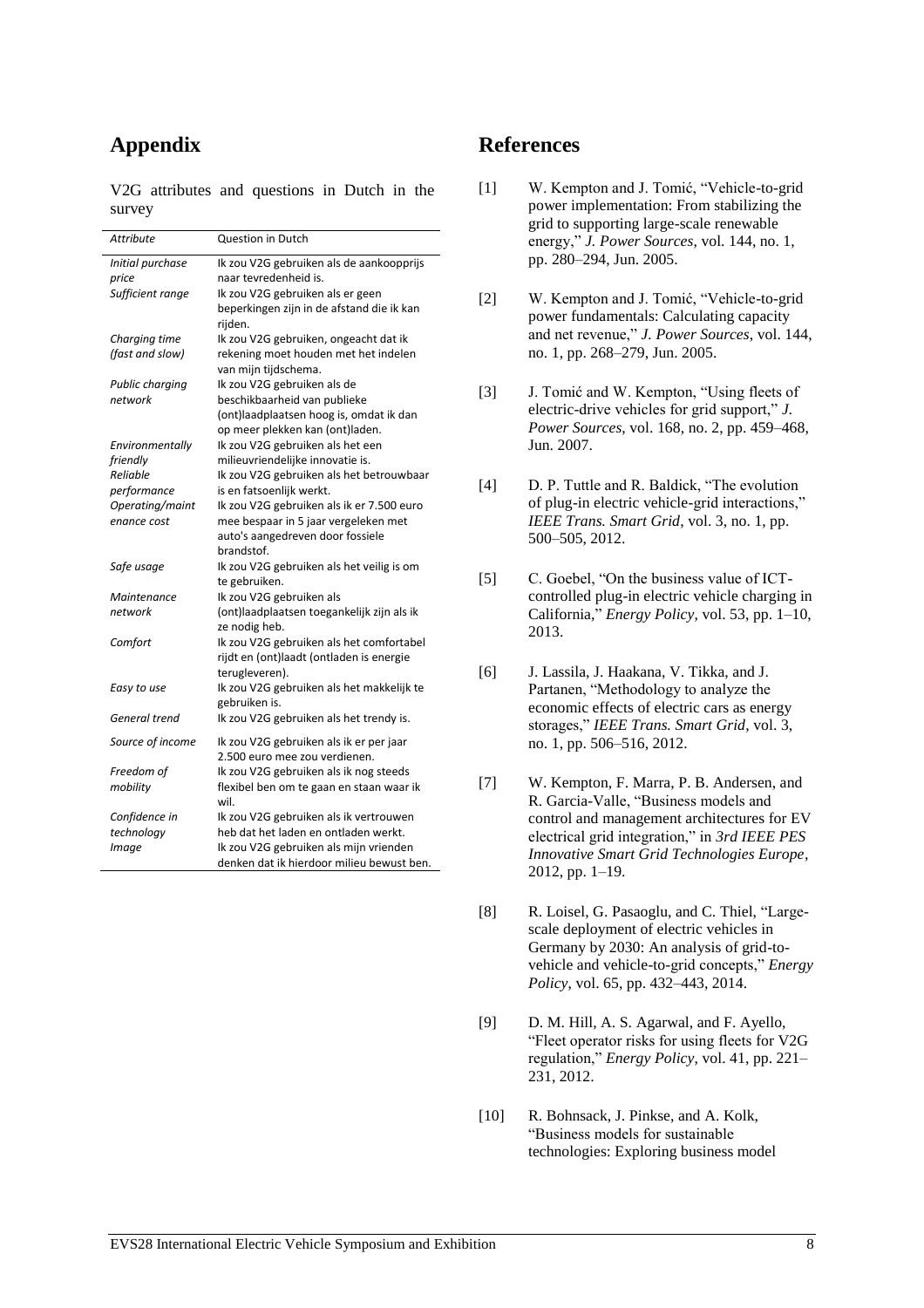# Appendix

V2G attributes and questions in Dutch in the survey

| *Attribute* | Question in Dutch |
|---|---|
| *Initial purchase price* | Ik zou V2G gebruiken als de aankoopprijs naar tevredenheid is. |
| *Sufficient range* | Ik zou V2G gebruiken als er geen beperkingen zijn in de afstand die ik kan rijden. |
| *Charging time (fast and slow)* | Ik zou V2G gebruiken, ongeacht dat ik rekening moet houden met het indelen van mijn tijdschema. |
| *Public charging network* | Ik zou V2G gebruiken als de beschikbaarheid van publieke (ont)laadplaatsen hoog is, omdat ik dan op meer plekken kan (ont)laden. |
| *Environmentally friendly* | Ik zou V2G gebruiken als het een milieuvriendelijke innovatie is. |
| *Reliable performance* | Ik zou V2G gebruiken als het betrouwbaar is en fatsoenlijk werkt. |
| *Operating/maintenance cost* | Ik zou V2G gebruiken als ik er 7.500 euro mee bespaar in 5 jaar vergeleken met auto's aangedreven door fossiele brandstof. |
| *Safe usage* | Ik zou V2G gebruiken als het veilig is om te gebruiken. |
| *Maintenance network* | Ik zou V2G gebruiken als (ont)laadplaatsen toegankelijk zijn als ik ze nodig heb. |
| *Comfort* | Ik zou V2G gebruiken als het comfortabel rijdt en (ont)laadt (ontladen is energie terugleveren). |
| *Easy to use* | Ik zou V2G gebruiken als het makkelijk te gebruiken is. |
| *General trend* | Ik zou V2G gebruiken als het trendy is. |
| *Source of income* | Ik zou V2G gebruiken als ik er per jaar 2.500 euro mee zou verdienen. |
| *Freedom of mobility* | Ik zou V2G gebruiken als ik nog steeds flexibel ben om te gaan en staan waar ik wil. |
| *Confidence in technology* | Ik zou V2G gebruiken als ik vertrouwen heb dat het laden en ontladen werkt. |
| *Image* | Ik zou V2G gebruiken als mijn vrienden denken dat ik hierdoor milieu bewust ben. |

# References

[1] W. Kempton and J. Tomić, "Vehicle-to-grid power implementation: From stabilizing the grid to supporting large-scale renewable energy," *J. Power Sources*, vol. 144, no. 1, pp. 280–294, Jun. 2005.

[2] W. Kempton and J. Tomić, "Vehicle-to-grid power fundamentals: Calculating capacity and net revenue," *J. Power Sources*, vol. 144, no. 1, pp. 268–279, Jun. 2005.

[3] J. Tomić and W. Kempton, "Using fleets of electric-drive vehicles for grid support," *J. Power Sources*, vol. 168, no. 2, pp. 459–468, Jun. 2007.

[4] D. P. Tuttle and R. Baldick, "The evolution of plug-in electric vehicle-grid interactions," *IEEE Trans. Smart Grid*, vol. 3, no. 1, pp. 500–505, 2012.

[5] C. Goebel, "On the business value of ICT-controlled plug-in electric vehicle charging in California," *Energy Policy*, vol. 53, pp. 1–10, 2013.

[6] J. Lassila, J. Haakana, V. Tikka, and J. Partanen, "Methodology to analyze the economic effects of electric cars as energy storages," *IEEE Trans. Smart Grid*, vol. 3, no. 1, pp. 506–516, 2012.

[7] W. Kempton, F. Marra, P. B. Andersen, and R. Garcia-Valle, "Business models and control and management architectures for EV electrical grid integration," in *3rd IEEE PES Innovative Smart Grid Technologies Europe*, 2012, pp. 1–19.

[8] R. Loisel, G. Pasaoglu, and C. Thiel, "Large-scale deployment of electric vehicles in Germany by 2030: An analysis of grid-to-vehicle and vehicle-to-grid concepts," *Energy Policy*, vol. 65, pp. 432–443, 2014.

[9] D. M. Hill, A. S. Agarwal, and F. Ayello, "Fleet operator risks for using fleets for V2G regulation," *Energy Policy*, vol. 41, pp. 221–231, 2012.

[10] R. Bohnsack, J. Pinkse, and A. Kolk, "Business models for sustainable technologies: Exploring business model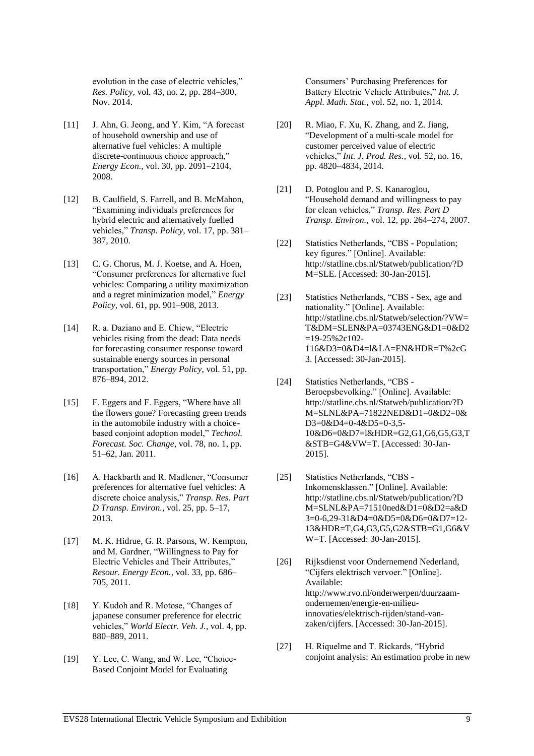evolution in the case of electric vehicles," *Res. Policy*, vol. 43, no. 2, pp. 284–300, Nov. 2014.

[11] J. Ahn, G. Jeong, and Y. Kim, "A forecast of household ownership and use of alternative fuel vehicles: A multiple discrete-continuous choice approach," *Energy Econ.*, vol. 30, pp. 2091–2104, 2008.

[12] B. Caulfield, S. Farrell, and B. McMahon, "Examining individuals preferences for hybrid electric and alternatively fuelled vehicles," *Transp. Policy*, vol. 17, pp. 381–387, 2010.

[13] C. G. Chorus, M. J. Koetse, and A. Hoen, "Consumer preferences for alternative fuel vehicles: Comparing a utility maximization and a regret minimization model," *Energy Policy*, vol. 61, pp. 901–908, 2013.

[14] R. a. Daziano and E. Chiew, "Electric vehicles rising from the dead: Data needs for forecasting consumer response toward sustainable energy sources in personal transportation," *Energy Policy*, vol. 51, pp. 876–894, 2012.

[15] F. Eggers and F. Eggers, "Where have all the flowers gone? Forecasting green trends in the automobile industry with a choice-based conjoint adoption model," *Technol. Forecast. Soc. Change*, vol. 78, no. 1, pp. 51–62, Jan. 2011.

[16] A. Hackbarth and R. Madlener, "Consumer preferences for alternative fuel vehicles: A discrete choice analysis," *Transp. Res. Part D Transp. Environ.*, vol. 25, pp. 5–17, 2013.

[17] M. K. Hidrue, G. R. Parsons, W. Kempton, and M. Gardner, "Willingness to Pay for Electric Vehicles and Their Attributes," *Resour. Energy Econ.*, vol. 33, pp. 686–705, 2011.

[18] Y. Kudoh and R. Motose, "Changes of japanese consumer preference for electric vehicles," *World Electr. Veh. J.*, vol. 4, pp. 880–889, 2011.

[19] Y. Lee, C. Wang, and W. Lee, "Choice-Based Conjoint Model for Evaluating Consumers' Purchasing Preferences for Battery Electric Vehicle Attributes," *Int. J. Appl. Math. Stat.*, vol. 52, no. 1, 2014.

[20] R. Miao, F. Xu, K. Zhang, and Z. Jiang, "Development of a multi-scale model for customer perceived value of electric vehicles," *Int. J. Prod. Res.*, vol. 52, no. 16, pp. 4820–4834, 2014.

[21] D. Potoglou and P. S. Kanaroglou, "Household demand and willingness to pay for clean vehicles," *Transp. Res. Part D Transp. Environ.*, vol. 12, pp. 264–274, 2007.

[22] Statistics Netherlands, "CBS - Population; key figures." [Online]. Available: http://statline.cbs.nl/Statweb/publication/?DM=SLE. [Accessed: 30-Jan-2015].

[23] Statistics Netherlands, "CBS - Sex, age and nationality." [Online]. Available: http://statline.cbs.nl/Statweb/selection/?VW=T&DM=SLEN&PA=03743ENG&D1=0&D2=19-25%2c102-116&D3=0&D4=l&LA=EN&HDR=T%2cG3. [Accessed: 30-Jan-2015].

[24] Statistics Netherlands, "CBS - Beroepsbevolking." [Online]. Available: http://statline.cbs.nl/Statweb/publication/?DM=SLNL&PA=71822NED&D1=0&D2=0&D3=0&D4=0-4&D5=0-3,5-10&D6=0&D7=l&HDR=G2,G1,G6,G5,G3,T&STB=G4&VW=T. [Accessed: 30-Jan-2015].

[25] Statistics Netherlands, "CBS - Inkomensklassen." [Online]. Available: http://statline.cbs.nl/Statweb/publication/?DM=SLNL&PA=71510ned&D1=0&D2=a&D3=0-6,29-31&D4=0&D5=0&D6=0&D7=12-13&HDR=T,G4,G3,G5,G2&STB=G1,G6&VW=T. [Accessed: 30-Jan-2015].

[26] Rijksdienst voor Ondernemend Nederland, "Cijfers elektrisch vervoer." [Online]. Available: http://www.rvo.nl/onderwerpen/duurzaam-ondernemen/energie-en-milieu-innovaties/elektrisch-rijden/stand-van-zaken/cijfers. [Accessed: 30-Jan-2015].

[27] H. Riquelme and T. Rickards, "Hybrid conjoint analysis: An estimation probe in new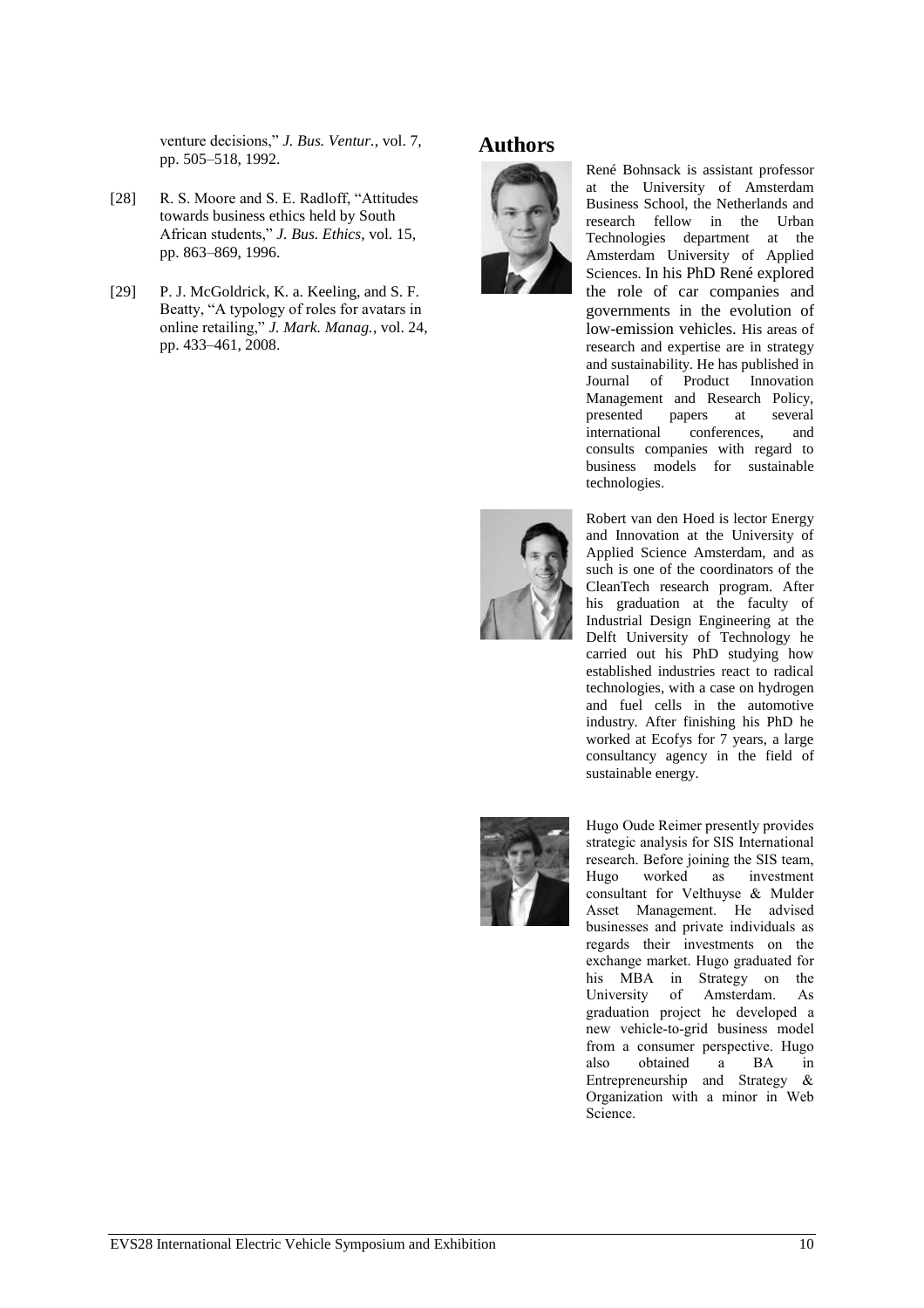venture decisions," *J. Bus. Ventur.*, vol. 7, pp. 505–518, 1992.

[28] R. S. Moore and S. E. Radloff, "Attitudes towards business ethics held by South African students," *J. Bus. Ethics*, vol. 15, pp. 863–869, 1996.

[29] P. J. McGoldrick, K. a. Keeling, and S. F. Beatty, "A typology of roles for avatars in online retailing," *J. Mark. Manag.*, vol. 24, pp. 433–461, 2008.

# Authors

René Bohnsack is assistant professor at the University of Amsterdam Business School, the Netherlands and research fellow in the Urban Technologies department at the Amsterdam University of Applied Sciences. In his PhD René explored the role of car companies and governments in the evolution of low-emission vehicles. His areas of research and expertise are in strategy and sustainability. He has published in Journal of Product Innovation Management and Research Policy, presented papers at several international conferences, and consults companies with regard to business models for sustainable technologies.

Robert van den Hoed is lector Energy and Innovation at the University of Applied Science Amsterdam, and as such is one of the coordinators of the CleanTech research program. After his graduation at the faculty of Industrial Design Engineering at the Delft University of Technology he carried out his PhD studying how established industries react to radical technologies, with a case on hydrogen and fuel cells in the automotive industry. After finishing his PhD he worked at Ecofys for 7 years, a large consultancy agency in the field of sustainable energy.

Hugo Oude Reimer presently provides strategic analysis for SIS International research. Before joining the SIS team, Hugo worked as investment consultant for Velthuyse & Mulder Asset Management. He advised businesses and private individuals as regards their investments on the exchange market. Hugo graduated for his MBA in Strategy on the University of Amsterdam. As graduation project he developed a new vehicle-to-grid business model from a consumer perspective. Hugo also obtained a BA in Entrepreneurship and Strategy & Organization with a minor in Web Science.